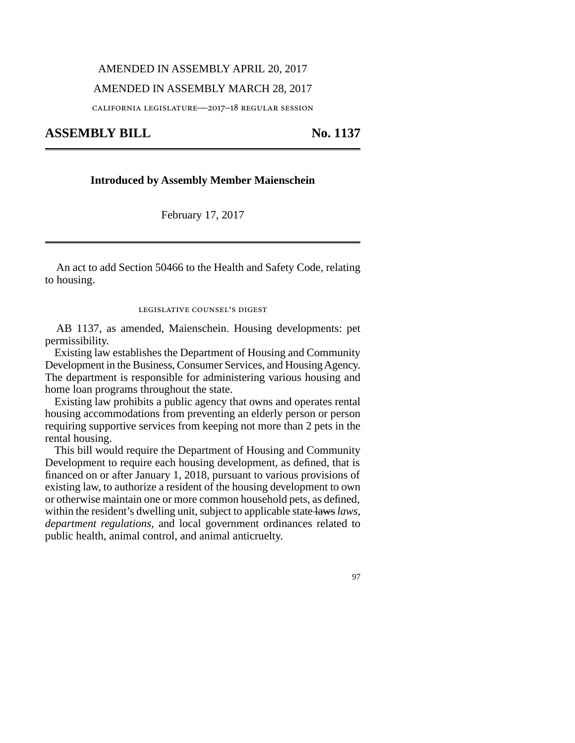AMENDED IN ASSEMBLY APRIL 20, 2017

AMENDED IN ASSEMBLY MARCH 28, 2017

CALIFORNIA LEGISLATURE—2017–18 REGULAR SESSION

# ASSEMBLY BILL No. 1137

**Introduced by Assembly Member Maienschein**

February 17, 2017

An act to add Section 50466 to the Health and Safety Code, relating to housing.

## LEGISLATIVE COUNSEL'S DIGEST

AB 1137, as amended, Maienschein. Housing developments: pet permissibility.

Existing law establishes the Department of Housing and Community Development in the Business, Consumer Services, and Housing Agency. The department is responsible for administering various housing and home loan programs throughout the state.

Existing law prohibits a public agency that owns and operates rental housing accommodations from preventing an elderly person or person requiring supportive services from keeping not more than 2 pets in the rental housing.

This bill would require the Department of Housing and Community Development to require each housing development, as defined, that is financed on or after January 1, 2018, pursuant to various provisions of existing law, to authorize a resident of the housing development to own or otherwise maintain one or more common household pets, as defined, within the resident's dwelling unit, subject to applicable state ~~laws~~ *laws, department regulations,* and local government ordinances related to public health, animal control, and animal anticruelty.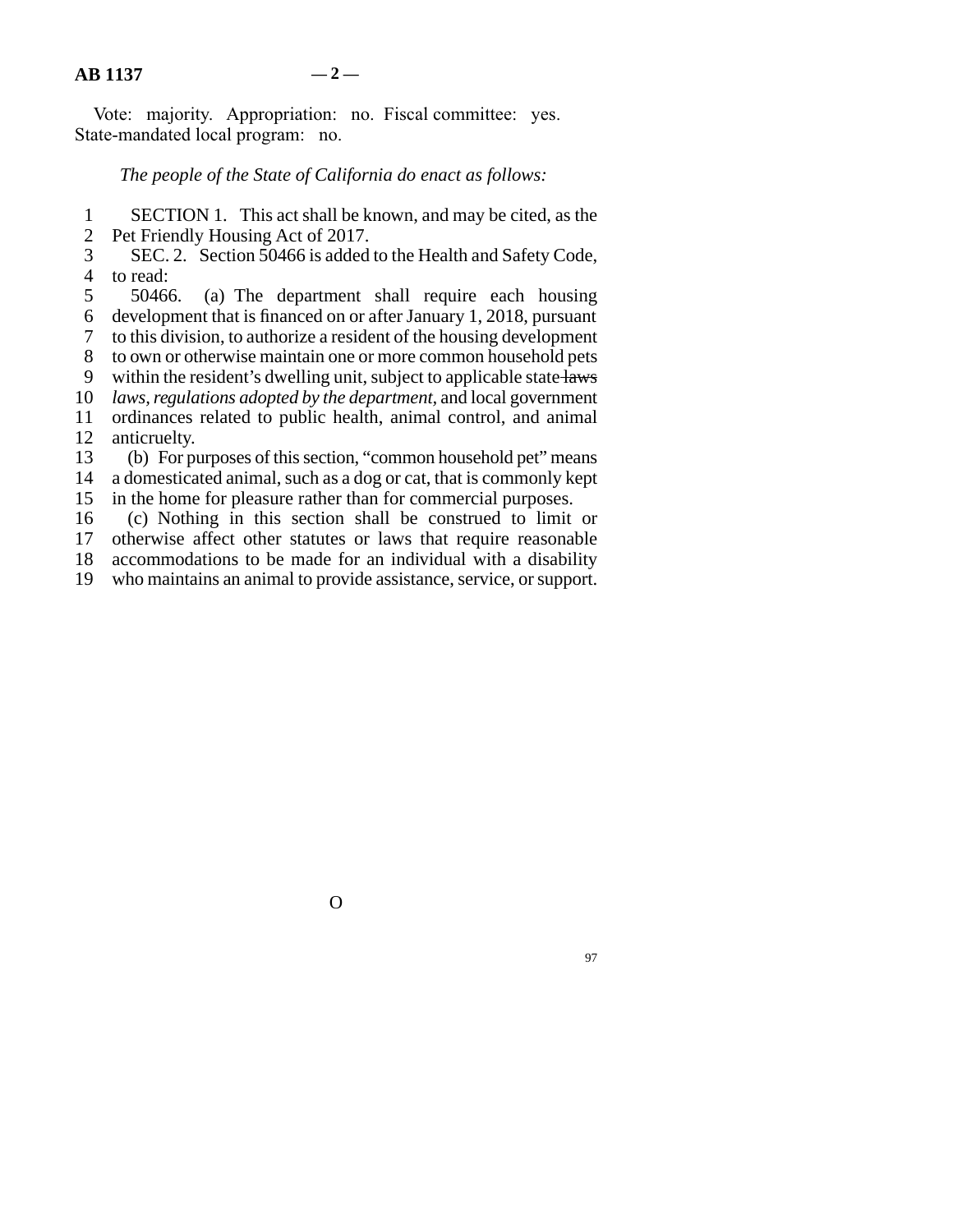Vote: majority. Appropriation: no. Fiscal committee: yes. State-mandated local program: no.

*The people of the State of California do enact as follows:*

SECTION 1. This act shall be known, and may be cited, as the Pet Friendly Housing Act of 2017.

SEC. 2. Section 50466 is added to the Health and Safety Code, to read:

50466. (a) The department shall require each housing development that is financed on or after January 1, 2018, pursuant to this division, to authorize a resident of the housing development to own or otherwise maintain one or more common household pets within the resident's dwelling unit, subject to applicable state ~~laws~~ *laws, regulations adopted by the department,* and local government ordinances related to public health, animal control, and animal anticruelty.

(b) For purposes of this section, "common household pet" means a domesticated animal, such as a dog or cat, that is commonly kept in the home for pleasure rather than for commercial purposes.

(c) Nothing in this section shall be construed to limit or otherwise affect other statutes or laws that require reasonable accommodations to be made for an individual with a disability who maintains an animal to provide assistance, service, or support.

O